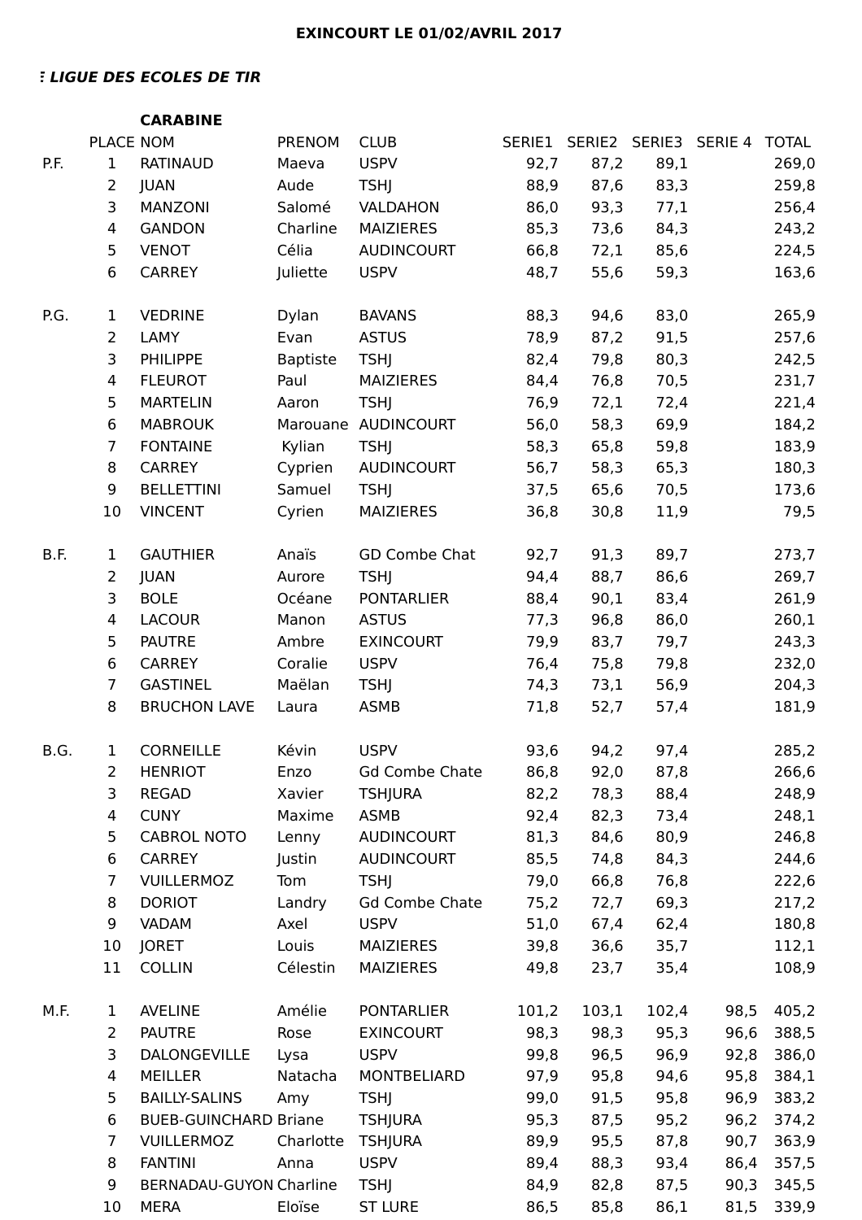**EXINCOURT LE 01/02/AVRIL 2017**

***E LIGUE DES ECOLES DE TIR***

**CARABINE**

| | PLACE | NOM | PRENOM | CLUB | SERIE1 | SERIE2 | SERIE3 | SERIE 4 | TOTAL |
|---|---|---|---|---|---|---|---|---|---|
| P.F. | 1 | RATINAUD | Maeva | USPV | 92,7 | 87,2 | 89,1 | | 269,0 |
| | 2 | JUAN | Aude | TSHJ | 88,9 | 87,6 | 83,3 | | 259,8 |
| | 3 | MANZONI | Salomé | VALDAHON | 86,0 | 93,3 | 77,1 | | 256,4 |
| | 4 | GANDON | Charline | MAIZIERES | 85,3 | 73,6 | 84,3 | | 243,2 |
| | 5 | VENOT | Célia | AUDINCOURT | 66,8 | 72,1 | 85,6 | | 224,5 |
| | 6 | CARREY | Juliette | USPV | 48,7 | 55,6 | 59,3 | | 163,6 |
| | | | | | | | | | |
| P.G. | 1 | VEDRINE | Dylan | BAVANS | 88,3 | 94,6 | 83,0 | | 265,9 |
| | 2 | LAMY | Evan | ASTUS | 78,9 | 87,2 | 91,5 | | 257,6 |
| | 3 | PHILIPPE | Baptiste | TSHJ | 82,4 | 79,8 | 80,3 | | 242,5 |
| | 4 | FLEUROT | Paul | MAIZIERES | 84,4 | 76,8 | 70,5 | | 231,7 |
| | 5 | MARTELIN | Aaron | TSHJ | 76,9 | 72,1 | 72,4 | | 221,4 |
| | 6 | MABROUK | Marouane | AUDINCOURT | 56,0 | 58,3 | 69,9 | | 184,2 |
| | 7 | FONTAINE | Kylian | TSHJ | 58,3 | 65,8 | 59,8 | | 183,9 |
| | 8 | CARREY | Cyprien | AUDINCOURT | 56,7 | 58,3 | 65,3 | | 180,3 |
| | 9 | BELLETTINI | Samuel | TSHJ | 37,5 | 65,6 | 70,5 | | 173,6 |
| | 10 | VINCENT | Cyrien | MAIZIERES | 36,8 | 30,8 | 11,9 | | 79,5 |
| | | | | | | | | | |
| B.F. | 1 | GAUTHIER | Anaïs | GD Combe Chat | 92,7 | 91,3 | 89,7 | | 273,7 |
| | 2 | JUAN | Aurore | TSHJ | 94,4 | 88,7 | 86,6 | | 269,7 |
| | 3 | BOLE | Océane | PONTARLIER | 88,4 | 90,1 | 83,4 | | 261,9 |
| | 4 | LACOUR | Manon | ASTUS | 77,3 | 96,8 | 86,0 | | 260,1 |
| | 5 | PAUTRE | Ambre | EXINCOURT | 79,9 | 83,7 | 79,7 | | 243,3 |
| | 6 | CARREY | Coralie | USPV | 76,4 | 75,8 | 79,8 | | 232,0 |
| | 7 | GASTINEL | Maëlan | TSHJ | 74,3 | 73,1 | 56,9 | | 204,3 |
| | 8 | BRUCHON LAVE | Laura | ASMB | 71,8 | 52,7 | 57,4 | | 181,9 |
| | | | | | | | | | |
| B.G. | 1 | CORNEILLE | Kévin | USPV | 93,6 | 94,2 | 97,4 | | 285,2 |
| | 2 | HENRIOT | Enzo | Gd Combe Chate | 86,8 | 92,0 | 87,8 | | 266,6 |
| | 3 | REGAD | Xavier | TSHJURA | 82,2 | 78,3 | 88,4 | | 248,9 |
| | 4 | CUNY | Maxime | ASMB | 92,4 | 82,3 | 73,4 | | 248,1 |
| | 5 | CABROL NOTO | Lenny | AUDINCOURT | 81,3 | 84,6 | 80,9 | | 246,8 |
| | 6 | CARREY | Justin | AUDINCOURT | 85,5 | 74,8 | 84,3 | | 244,6 |
| | 7 | VUILLERMOZ | Tom | TSHJ | 79,0 | 66,8 | 76,8 | | 222,6 |
| | 8 | DORIOT | Landry | Gd Combe Chate | 75,2 | 72,7 | 69,3 | | 217,2 |
| | 9 | VADAM | Axel | USPV | 51,0 | 67,4 | 62,4 | | 180,8 |
| | 10 | JORET | Louis | MAIZIERES | 39,8 | 36,6 | 35,7 | | 112,1 |
| | 11 | COLLIN | Célestin | MAIZIERES | 49,8 | 23,7 | 35,4 | | 108,9 |
| | | | | | | | | | |
| M.F. | 1 | AVELINE | Amélie | PONTARLIER | 101,2 | 103,1 | 102,4 | 98,5 | 405,2 |
| | 2 | PAUTRE | Rose | EXINCOURT | 98,3 | 98,3 | 95,3 | 96,6 | 388,5 |
| | 3 | DALONGEVILLE | Lysa | USPV | 99,8 | 96,5 | 96,9 | 92,8 | 386,0 |
| | 4 | MEILLER | Natacha | MONTBELIARD | 97,9 | 95,8 | 94,6 | 95,8 | 384,1 |
| | 5 | BAILLY-SALINS | Amy | TSHJ | 99,0 | 91,5 | 95,8 | 96,9 | 383,2 |
| | 6 | BUEB-GUINCHARD | Briane | TSHJURA | 95,3 | 87,5 | 95,2 | 96,2 | 374,2 |
| | 7 | VUILLERMOZ | Charlotte | TSHJURA | 89,9 | 95,5 | 87,8 | 90,7 | 363,9 |
| | 8 | FANTINI | Anna | USPV | 89,4 | 88,3 | 93,4 | 86,4 | 357,5 |
| | 9 | BERNADAU-GUYON | Charline | TSHJ | 84,9 | 82,8 | 87,5 | 90,3 | 345,5 |
| | 10 | MERA | Eloïse | ST LURE | 86,5 | 85,8 | 86,1 | 81,5 | 339,9 |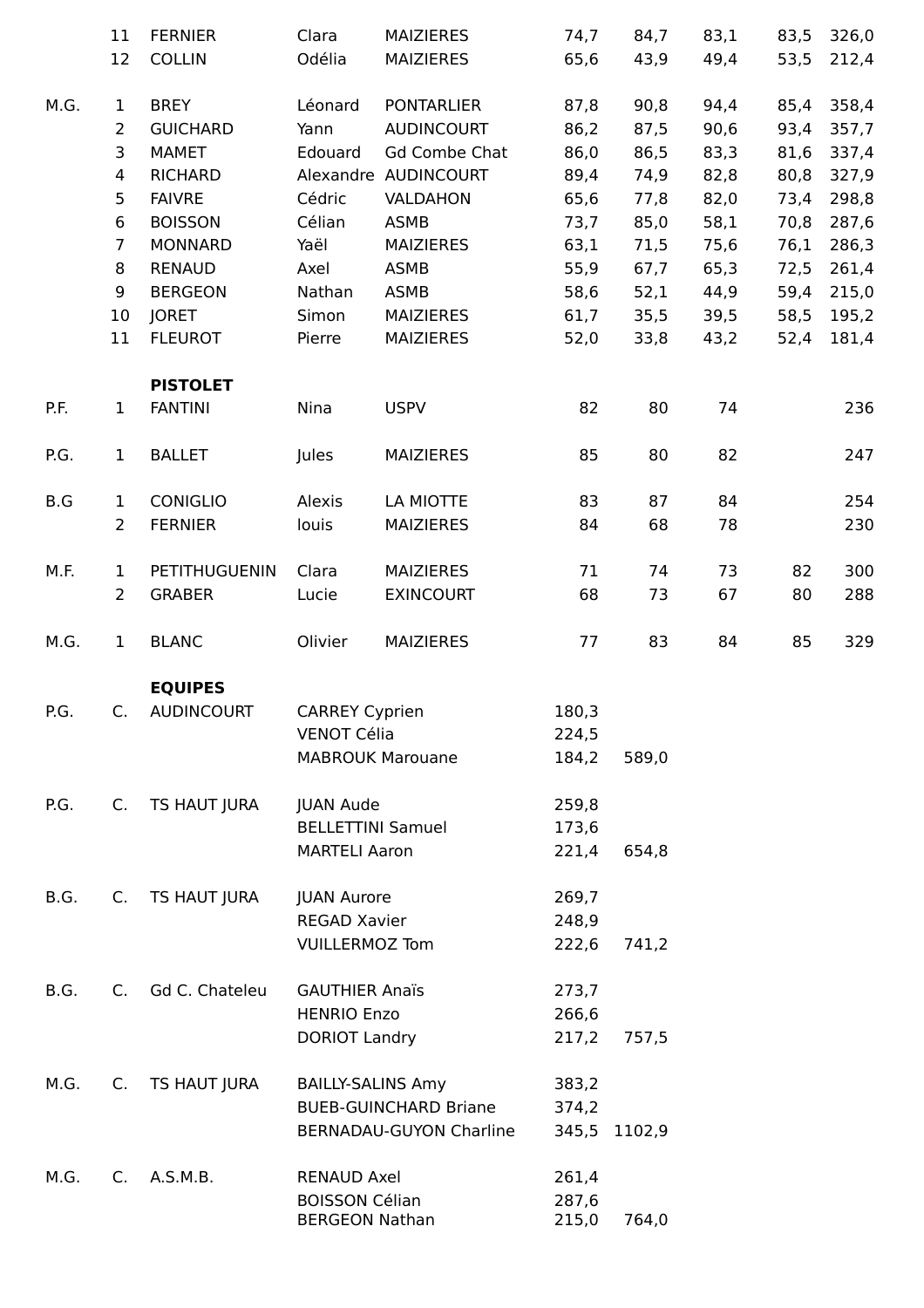| | | | | | | | | | |
|---|---|---|---|---|---|---|---|---|---|
| | 11 | FERNIER | Clara | MAIZIERES | 74,7 | 84,7 | 83,1 | 83,5 | 326,0 |
| | 12 | COLLIN | Odélia | MAIZIERES | 65,6 | 43,9 | 49,4 | 53,5 | 212,4 |
| | | | | | | | | | |
| M.G. | 1 | BREY | Léonard | PONTARLIER | 87,8 | 90,8 | 94,4 | 85,4 | 358,4 |
| | 2 | GUICHARD | Yann | AUDINCOURT | 86,2 | 87,5 | 90,6 | 93,4 | 357,7 |
| | 3 | MAMET | Edouard | Gd Combe Chat | 86,0 | 86,5 | 83,3 | 81,6 | 337,4 |
| | 4 | RICHARD | Alexandre | AUDINCOURT | 89,4 | 74,9 | 82,8 | 80,8 | 327,9 |
| | 5 | FAIVRE | Cédric | VALDAHON | 65,6 | 77,8 | 82,0 | 73,4 | 298,8 |
| | 6 | BOISSON | Célian | ASMB | 73,7 | 85,0 | 58,1 | 70,8 | 287,6 |
| | 7 | MONNARD | Yaël | MAIZIERES | 63,1 | 71,5 | 75,6 | 76,1 | 286,3 |
| | 8 | RENAUD | Axel | ASMB | 55,9 | 67,7 | 65,3 | 72,5 | 261,4 |
| | 9 | BERGEON | Nathan | ASMB | 58,6 | 52,1 | 44,9 | 59,4 | 215,0 |
| | 10 | JORET | Simon | MAIZIERES | 61,7 | 35,5 | 39,5 | 58,5 | 195,2 |
| | 11 | FLEUROT | Pierre | MAIZIERES | 52,0 | 33,8 | 43,2 | 52,4 | 181,4 |
| | | | | | | | | | |
| | | **PISTOLET** | | | | | | | |
| P.F. | 1 | FANTINI | Nina | USPV | 82 | 80 | 74 | | 236 |
| | | | | | | | | | |
| P.G. | 1 | BALLET | Jules | MAIZIERES | 85 | 80 | 82 | | 247 |
| | | | | | | | | | |
| B.G | 1 | CONIGLIO | Alexis | LA MIOTTE | 83 | 87 | 84 | | 254 |
| | 2 | FERNIER | louis | MAIZIERES | 84 | 68 | 78 | | 230 |
| | | | | | | | | | |
| M.F. | 1 | PETITHUGUENIN | Clara | MAIZIERES | 71 | 74 | 73 | 82 | 300 |
| | 2 | GRABER | Lucie | EXINCOURT | 68 | 73 | 67 | 80 | 288 |
| | | | | | | | | | |
| M.G. | 1 | BLANC | Olivier | MAIZIERES | 77 | 83 | 84 | 85 | 329 |

**EQUIPES**

| | | | | | |
|---|---|---|---|---|---|
| P.G. | C. | AUDINCOURT | CARREY Cyprien | 180,3 | |
| | | | VENOT Célia | 224,5 | |
| | | | MABROUK Marouane | 184,2 | 589,0 |
| | | | | | |
| P.G. | C. | TS HAUT JURA | JUAN Aude | 259,8 | |
| | | | BELLETTINI Samuel | 173,6 | |
| | | | MARTELI Aaron | 221,4 | 654,8 |
| | | | | | |
| B.G. | C. | TS HAUT JURA | JUAN Aurore | 269,7 | |
| | | | REGAD Xavier | 248,9 | |
| | | | VUILLERMOZ Tom | 222,6 | 741,2 |
| | | | | | |
| B.G. | C. | Gd C. Chateleu | GAUTHIER Anaïs | 273,7 | |
| | | | HENRIO Enzo | 266,6 | |
| | | | DORIOT Landry | 217,2 | 757,5 |
| | | | | | |
| M.G. | C. | TS HAUT JURA | BAILLY-SALINS Amy | 383,2 | |
| | | | BUEB-GUINCHARD Briane | 374,2 | |
| | | | BERNADAU-GUYON Charline | 345,5 | 1102,9 |
| | | | | | |
| M.G. | C. | A.S.M.B. | RENAUD Axel | 261,4 | |
| | | | BOISSON Célian | 287,6 | |
| | | | BERGEON Nathan | 215,0 | 764,0 |